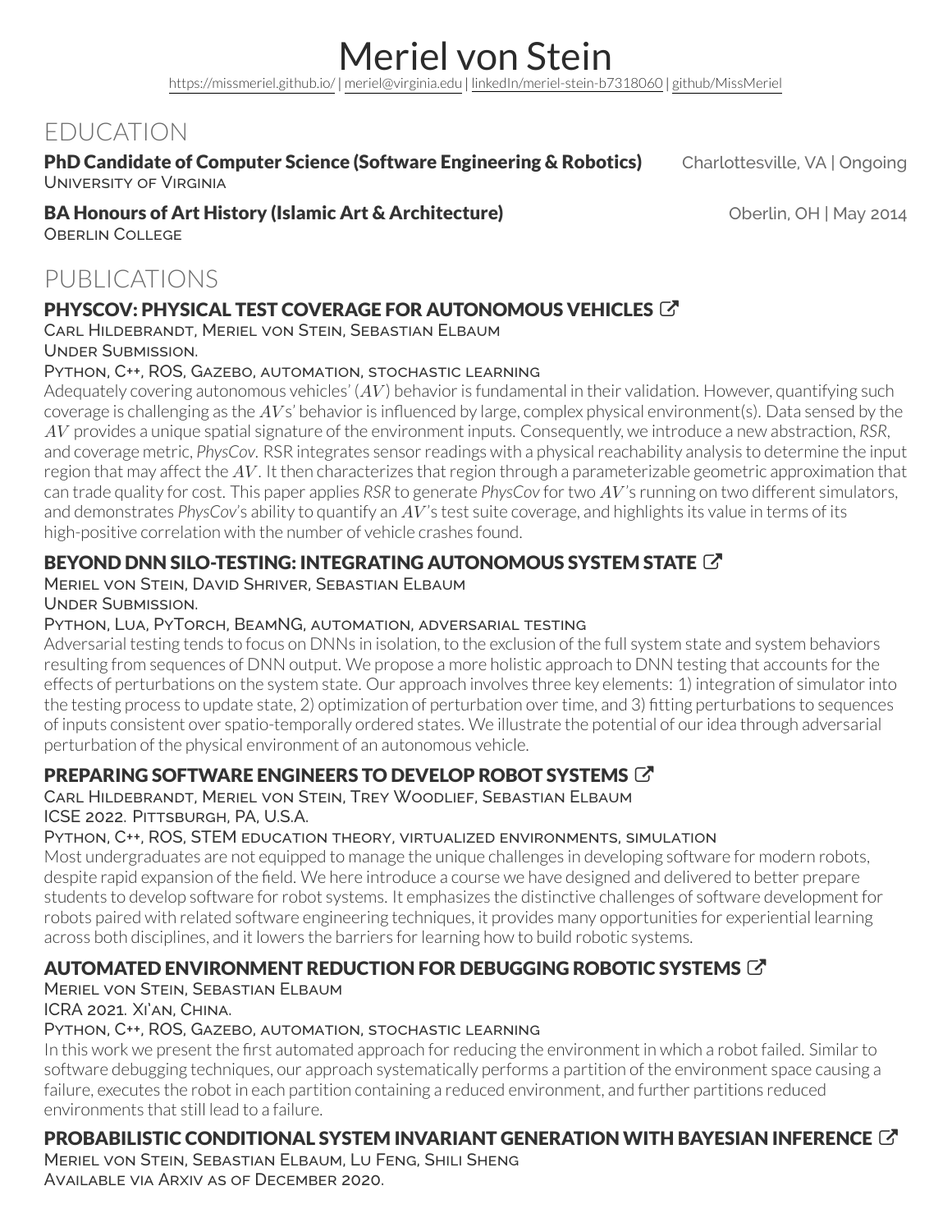# Meriel von Stein

https://missmeriel.github.io/ | meriel@virginia.edu | linkedIn/meriel-stein-b7318060 | github/MissMeriel

## EDUCATION

**PhD Candidate of Computer Science (Software Engineering & Robotics)** Charlottesville, VA | Ongoing
University of Virginia

**BA Honours of Art History (Islamic Art & Architecture)** Oberlin, OH | May 2014
Oberlin College

## PUBLICATIONS

### PHYSCOV: PHYSICAL TEST COVERAGE FOR AUTONOMOUS VEHICLES

Carl Hildebrandt, Meriel von Stein, Sebastian Elbaum
Under Submission.
Python, C++, ROS, Gazebo, automation, stochastic learning

Adequately covering autonomous vehicles' ($AV$) behavior is fundamental in their validation. However, quantifying such coverage is challenging as the $AV$s' behavior is influenced by large, complex physical environment(s). Data sensed by the $AV$ provides a unique spatial signature of the environment inputs. Consequently, we introduce a new abstraction, *RSR*, and coverage metric, *PhysCov*. RSR integrates sensor readings with a physical reachability analysis to determine the input region that may affect the $AV$. It then characterizes that region through a parameterizable geometric approximation that can trade quality for cost. This paper applies *RSR* to generate *PhysCov* for two $AV$'s running on two different simulators, and demonstrates *PhysCov*'s ability to quantify an $AV$'s test suite coverage, and highlights its value in terms of its high-positive correlation with the number of vehicle crashes found.

### BEYOND DNN SILO-TESTING: INTEGRATING AUTONOMOUS SYSTEM STATE

Meriel von Stein, David Shriver, Sebastian Elbaum
Under Submission.
Python, Lua, PyTorch, BeamNG, automation, adversarial testing

Adversarial testing tends to focus on DNNs in isolation, to the exclusion of the full system state and system behaviors resulting from sequences of DNN output. We propose a more holistic approach to DNN testing that accounts for the effects of perturbations on the system state. Our approach involves three key elements: 1) integration of simulator into the testing process to update state, 2) optimization of perturbation over time, and 3) fitting perturbations to sequences of inputs consistent over spatio-temporally ordered states. We illustrate the potential of our idea through adversarial perturbation of the physical environment of an autonomous vehicle.

### PREPARING SOFTWARE ENGINEERS TO DEVELOP ROBOT SYSTEMS

Carl Hildebrandt, Meriel von Stein, Trey Woodlief, Sebastian Elbaum
ICSE 2022. Pittsburgh, PA, U.S.A.
Python, C++, ROS, STEM education theory, virtualized environments, simulation

Most undergraduates are not equipped to manage the unique challenges in developing software for modern robots, despite rapid expansion of the field. We here introduce a course we have designed and delivered to better prepare students to develop software for robot systems. It emphasizes the distinctive challenges of software development for robots paired with related software engineering techniques, it provides many opportunities for experiential learning across both disciplines, and it lowers the barriers for learning how to build robotic systems.

### AUTOMATED ENVIRONMENT REDUCTION FOR DEBUGGING ROBOTIC SYSTEMS

Meriel von Stein, Sebastian Elbaum
ICRA 2021. Xi'an, China.
Python, C++, ROS, Gazebo, automation, stochastic learning

In this work we present the first automated approach for reducing the environment in which a robot failed. Similar to software debugging techniques, our approach systematically performs a partition of the environment space causing a failure, executes the robot in each partition containing a reduced environment, and further partitions reduced environments that still lead to a failure.

### PROBABILISTIC CONDITIONAL SYSTEM INVARIANT GENERATION WITH BAYESIAN INFERENCE

Meriel von Stein, Sebastian Elbaum, Lu Feng, Shili Sheng
Available via Arxiv as of December 2020.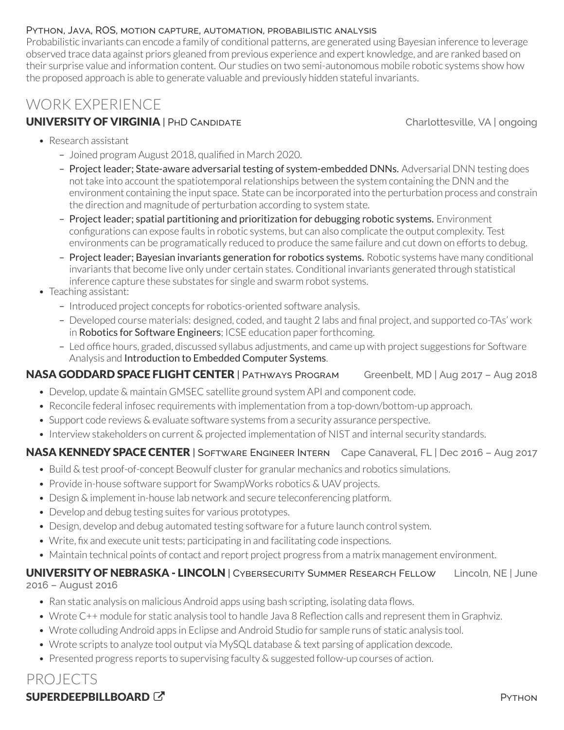Python, Java, ROS, motion capture, automation, probabilistic analysis

Probabilistic invariants can encode a family of conditional patterns, are generated using Bayesian inference to leverage observed trace data against priors gleaned from previous experience and expert knowledge, and are ranked based on their surprise value and information content. Our studies on two semi-autonomous mobile robotic systems show how the proposed approach is able to generate valuable and previously hidden stateful invariants.

# WORK EXPERIENCE

### UNIVERSITY OF VIRGINIA | PhD Candidate — Charlottesville, VA | ongoing

- Research assistant
  - Joined program August 2018, qualified in March 2020.
  - Project leader; State-aware adversarial testing of system-embedded DNNs. Adversarial DNN testing does not take into account the spatiotemporal relationships between the system containing the DNN and the environment containing the input space. State can be incorporated into the perturbation process and constrain the direction and magnitude of perturbation according to system state.
  - Project leader; spatial partitioning and prioritization for debugging robotic systems. Environment configurations can expose faults in robotic systems, but can also complicate the output complexity. Test environments can be programatically reduced to produce the same failure and cut down on efforts to debug.
  - Project leader; Bayesian invariants generation for robotics systems. Robotic systems have many conditional invariants that become live only under certain states. Conditional invariants generated through statistical inference capture these substates for single and swarm robot systems.
- Teaching assistant:
  - Introduced project concepts for robotics-oriented software analysis.
  - Developed course materials: designed, coded, and taught 2 labs and final project, and supported co-TAs' work in Robotics for Software Engineers; ICSE education paper forthcoming.
  - Led office hours, graded, discussed syllabus adjustments, and came up with project suggestions for Software Analysis and Introduction to Embedded Computer Systems.

### NASA GODDARD SPACE FLIGHT CENTER | Pathways Program — Greenbelt, MD | Aug 2017 – Aug 2018

- Develop, update & maintain GMSEC satellite ground system API and component code.
- Reconcile federal infosec requirements with implementation from a top-down/bottom-up approach.
- Support code reviews & evaluate software systems from a security assurance perspective.
- Interview stakeholders on current & projected implementation of NIST and internal security standards.

### NASA KENNEDY SPACE CENTER | Software Engineer Intern — Cape Canaveral, FL | Dec 2016 – Aug 2017

- Build & test proof-of-concept Beowulf cluster for granular mechanics and robotics simulations.
- Provide in-house software support for SwampWorks robotics & UAV projects.
- Design & implement in-house lab network and secure teleconferencing platform.
- Develop and debug testing suites for various prototypes.
- Design, develop and debug automated testing software for a future launch control system.
- Write, fix and execute unit tests; participating in and facilitating code inspections.
- Maintain technical points of contact and report project progress from a matrix management environment.

### UNIVERSITY OF NEBRASKA - LINCOLN | Cybersecurity Summer Research Fellow — Lincoln, NE | June 2016 – August 2016

- Ran static analysis on malicious Android apps using bash scripting, isolating data flows.
- Wrote C++ module for static analysis tool to handle Java 8 Reflection calls and represent them in Graphviz.
- Wrote colluding Android apps in Eclipse and Android Studio for sample runs of static analysis tool.
- Wrote scripts to analyze tool output via MySQL database & text parsing of application dexcode.
- Presented progress reports to supervising faculty & suggested follow-up courses of action.

# PROJECTS

### SUPERDEEPBILLBOARD — Python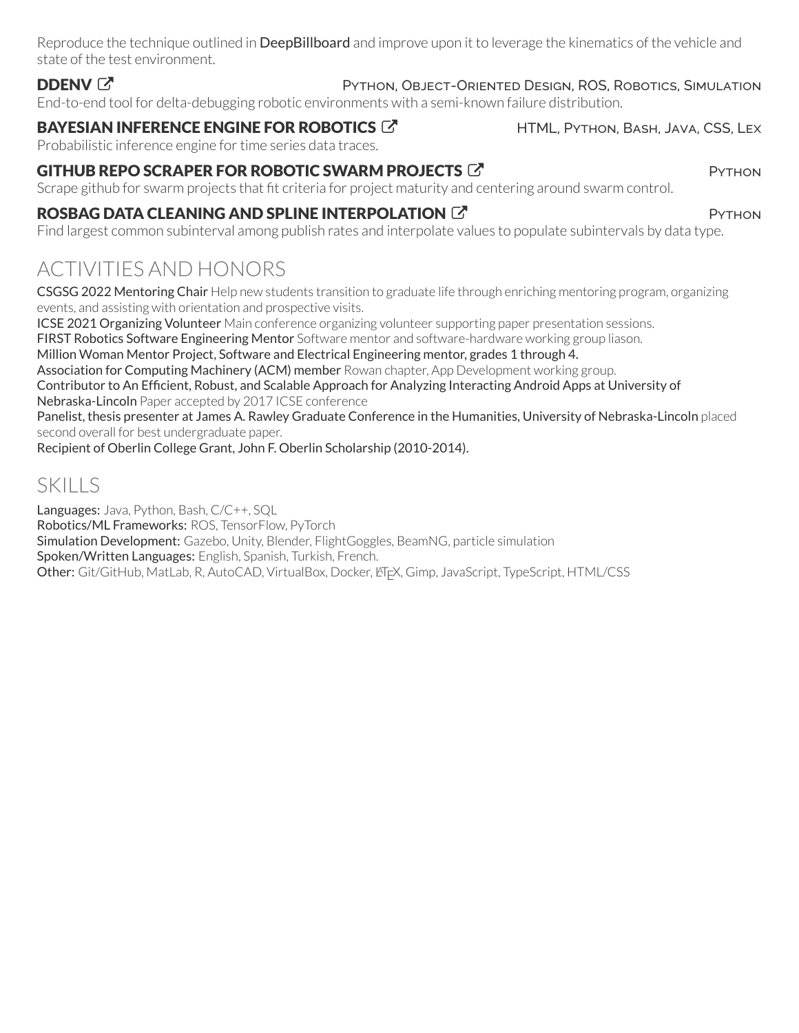Reproduce the technique outlined in DeepBillboard and improve upon it to leverage the kinematics of the vehicle and state of the test environment.

### DDENV — Python, Object-Oriented Design, ROS, Robotics, Simulation

End-to-end tool for delta-debugging robotic environments with a semi-known failure distribution.

### BAYESIAN INFERENCE ENGINE FOR ROBOTICS — HTML, Python, Bash, Java, CSS, Lex

Probabilistic inference engine for time series data traces.

### GITHUB REPO SCRAPER FOR ROBOTIC SWARM PROJECTS — Python

Scrape github for swarm projects that fit criteria for project maturity and centering around swarm control.

### ROSBAG DATA CLEANING AND SPLINE INTERPOLATION — Python

Find largest common subinterval among publish rates and interpolate values to populate subintervals by data type.

## ACTIVITIES AND HONORS

CSGSG 2022 Mentoring Chair Help new students transition to graduate life through enriching mentoring program, organizing events, and assisting with orientation and prospective visits.
ICSE 2021 Organizing Volunteer Main conference organizing volunteer supporting paper presentation sessions.
FIRST Robotics Software Engineering Mentor Software mentor and software-hardware working group liason.
Million Woman Mentor Project, Software and Electrical Engineering mentor, grades 1 through 4.
Association for Computing Machinery (ACM) member Rowan chapter, App Development working group.
Contributor to An Efficient, Robust, and Scalable Approach for Analyzing Interacting Android Apps at University of Nebraska-Lincoln Paper accepted by 2017 ICSE conference
Panelist, thesis presenter at James A. Rawley Graduate Conference in the Humanities, University of Nebraska-Lincoln placed second overall for best undergraduate paper.
Recipient of Oberlin College Grant, John F. Oberlin Scholarship (2010-2014).

## SKILLS

**Languages:** Java, Python, Bash, C/C++, SQL
**Robotics/ML Frameworks:** ROS, TensorFlow, PyTorch
**Simulation Development:** Gazebo, Unity, Blender, FlightGoggles, BeamNG, particle simulation
**Spoken/Written Languages:** English, Spanish, Turkish, French.
**Other:** Git/GitHub, MatLab, R, AutoCAD, VirtualBox, Docker, LaTeX, Gimp, JavaScript, TypeScript, HTML/CSS